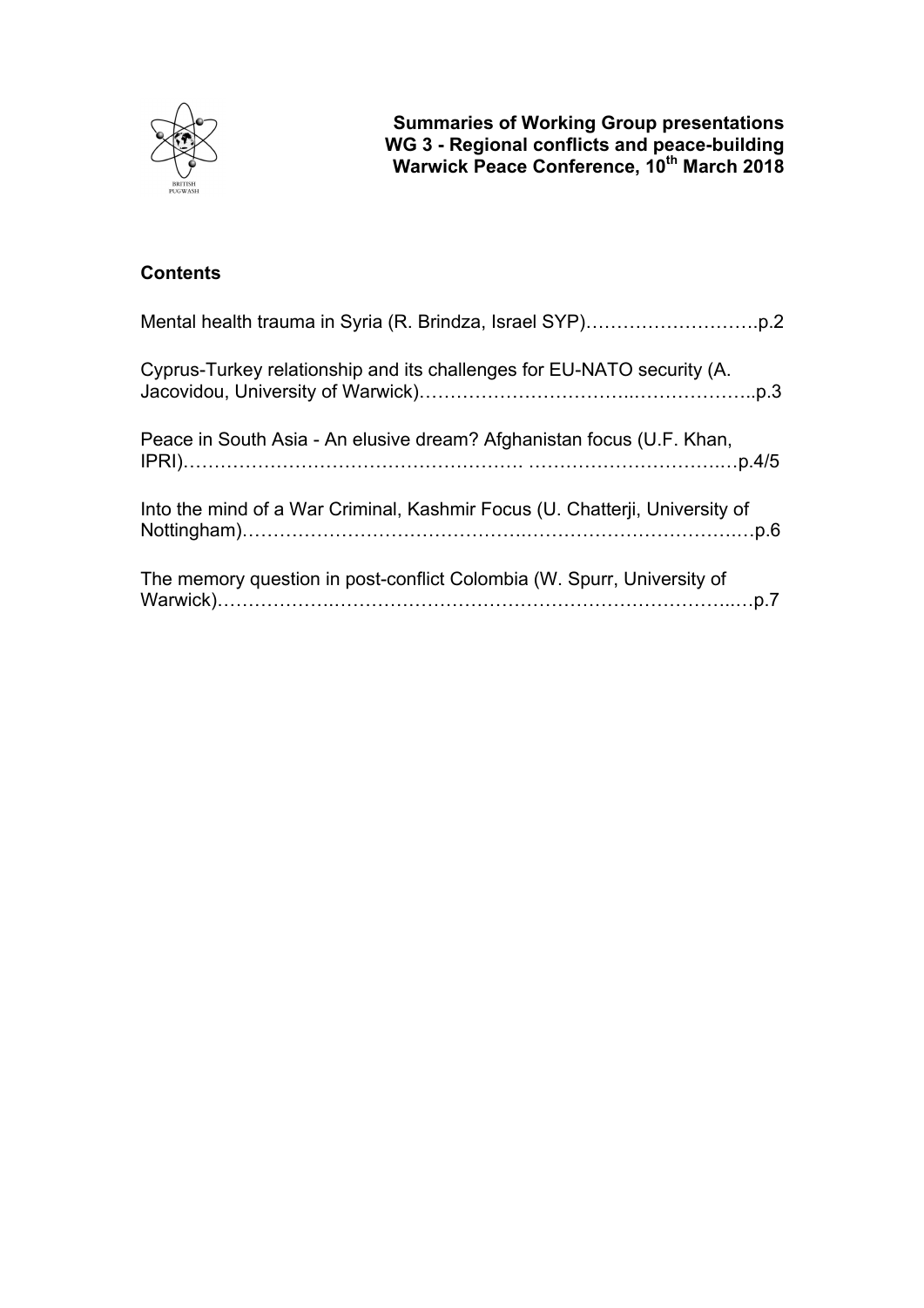**Summaries of Working Group presentations**
**WG 3 - Regional conflicts and peace-building**
**Warwick Peace Conference, 10th March 2018**

## Contents

Mental health trauma in Syria (R. Brindza, Israel SYP)……………………….p.2

Cyprus-Turkey relationship and its challenges for EU-NATO security (A. Jacovidou, University of Warwick)……………………………..………………..p.3

Peace in South Asia - An elusive dream? Afghanistan focus (U.F. Khan, IPRI)………………………………………………. ………………………….…p.4/5

Into the mind of a War Criminal, Kashmir Focus (U. Chatterji, University of Nottingham)…………………………………..…………………………….…p.6

The memory question in post-conflict Colombia (W. Spurr, University of Warwick)……………….…………………………………………………..…p.7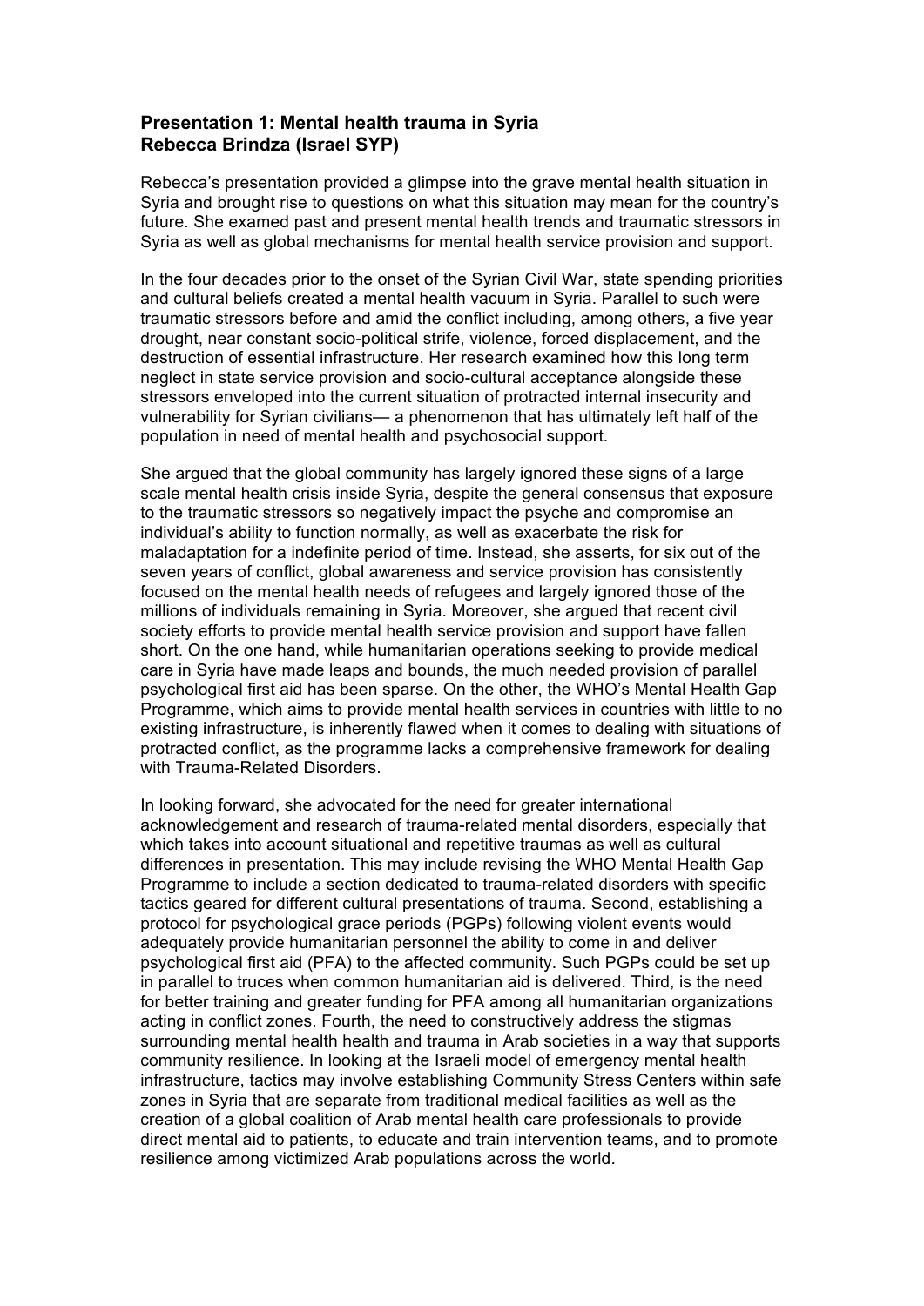**Presentation 1: Mental health trauma in Syria**
**Rebecca Brindza (Israel SYP)**

Rebecca's presentation provided a glimpse into the grave mental health situation in Syria and brought rise to questions on what this situation may mean for the country's future. She examed past and present mental health trends and traumatic stressors in Syria as well as global mechanisms for mental health service provision and support.

In the four decades prior to the onset of the Syrian Civil War, state spending priorities and cultural beliefs created a mental health vacuum in Syria. Parallel to such were traumatic stressors before and amid the conflict including, among others, a five year drought, near constant socio-political strife, violence, forced displacement, and the destruction of essential infrastructure. Her research examined how this long term neglect in state service provision and socio-cultural acceptance alongside these stressors enveloped into the current situation of protracted internal insecurity and vulnerability for Syrian civilians— a phenomenon that has ultimately left half of the population in need of mental health and psychosocial support.

She argued that the global community has largely ignored these signs of a large scale mental health crisis inside Syria, despite the general consensus that exposure to the traumatic stressors so negatively impact the psyche and compromise an individual's ability to function normally, as well as exacerbate the risk for maladaptation for a indefinite period of time. Instead, she asserts, for six out of the seven years of conflict, global awareness and service provision has consistently focused on the mental health needs of refugees and largely ignored those of the millions of individuals remaining in Syria. Moreover, she argued that recent civil society efforts to provide mental health service provision and support have fallen short. On the one hand, while humanitarian operations seeking to provide medical care in Syria have made leaps and bounds, the much needed provision of parallel psychological first aid has been sparse. On the other, the WHO's Mental Health Gap Programme, which aims to provide mental health services in countries with little to no existing infrastructure, is inherently flawed when it comes to dealing with situations of protracted conflict, as the programme lacks a comprehensive framework for dealing with Trauma-Related Disorders.

In looking forward, she advocated for the need for greater international acknowledgement and research of trauma-related mental disorders, especially that which takes into account situational and repetitive traumas as well as cultural differences in presentation. This may include revising the WHO Mental Health Gap Programme to include a section dedicated to trauma-related disorders with specific tactics geared for different cultural presentations of trauma. Second, establishing a protocol for psychological grace periods (PGPs) following violent events would adequately provide humanitarian personnel the ability to come in and deliver psychological first aid (PFA) to the affected community. Such PGPs could be set up in parallel to truces when common humanitarian aid is delivered. Third, is the need for better training and greater funding for PFA among all humanitarian organizations acting in conflict zones. Fourth, the need to constructively address the stigmas surrounding mental health health and trauma in Arab societies in a way that supports community resilience. In looking at the Israeli model of emergency mental health infrastructure, tactics may involve establishing Community Stress Centers within safe zones in Syria that are separate from traditional medical facilities as well as the creation of a global coalition of Arab mental health care professionals to provide direct mental aid to patients, to educate and train intervention teams, and to promote resilience among victimized Arab populations across the world.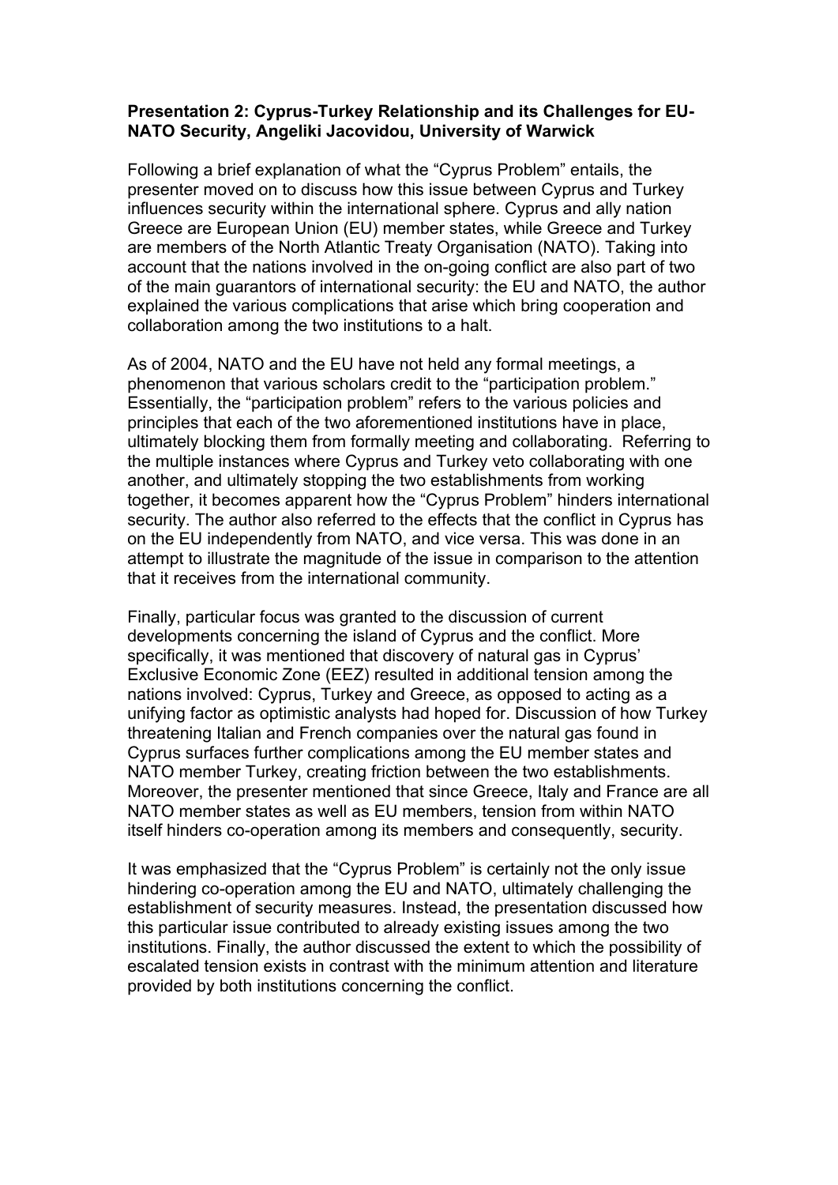**Presentation 2: Cyprus-Turkey Relationship and its Challenges for EU-NATO Security, Angeliki Jacovidou, University of Warwick**

Following a brief explanation of what the "Cyprus Problem" entails, the presenter moved on to discuss how this issue between Cyprus and Turkey influences security within the international sphere. Cyprus and ally nation Greece are European Union (EU) member states, while Greece and Turkey are members of the North Atlantic Treaty Organisation (NATO). Taking into account that the nations involved in the on-going conflict are also part of two of the main guarantors of international security: the EU and NATO, the author explained the various complications that arise which bring cooperation and collaboration among the two institutions to a halt.

As of 2004, NATO and the EU have not held any formal meetings, a phenomenon that various scholars credit to the "participation problem." Essentially, the "participation problem" refers to the various policies and principles that each of the two aforementioned institutions have in place, ultimately blocking them from formally meeting and collaborating. Referring to the multiple instances where Cyprus and Turkey veto collaborating with one another, and ultimately stopping the two establishments from working together, it becomes apparent how the "Cyprus Problem" hinders international security. The author also referred to the effects that the conflict in Cyprus has on the EU independently from NATO, and vice versa. This was done in an attempt to illustrate the magnitude of the issue in comparison to the attention that it receives from the international community.

Finally, particular focus was granted to the discussion of current developments concerning the island of Cyprus and the conflict. More specifically, it was mentioned that discovery of natural gas in Cyprus' Exclusive Economic Zone (EEZ) resulted in additional tension among the nations involved: Cyprus, Turkey and Greece, as opposed to acting as a unifying factor as optimistic analysts had hoped for. Discussion of how Turkey threatening Italian and French companies over the natural gas found in Cyprus surfaces further complications among the EU member states and NATO member Turkey, creating friction between the two establishments. Moreover, the presenter mentioned that since Greece, Italy and France are all NATO member states as well as EU members, tension from within NATO itself hinders co-operation among its members and consequently, security.

It was emphasized that the "Cyprus Problem" is certainly not the only issue hindering co-operation among the EU and NATO, ultimately challenging the establishment of security measures. Instead, the presentation discussed how this particular issue contributed to already existing issues among the two institutions. Finally, the author discussed the extent to which the possibility of escalated tension exists in contrast with the minimum attention and literature provided by both institutions concerning the conflict.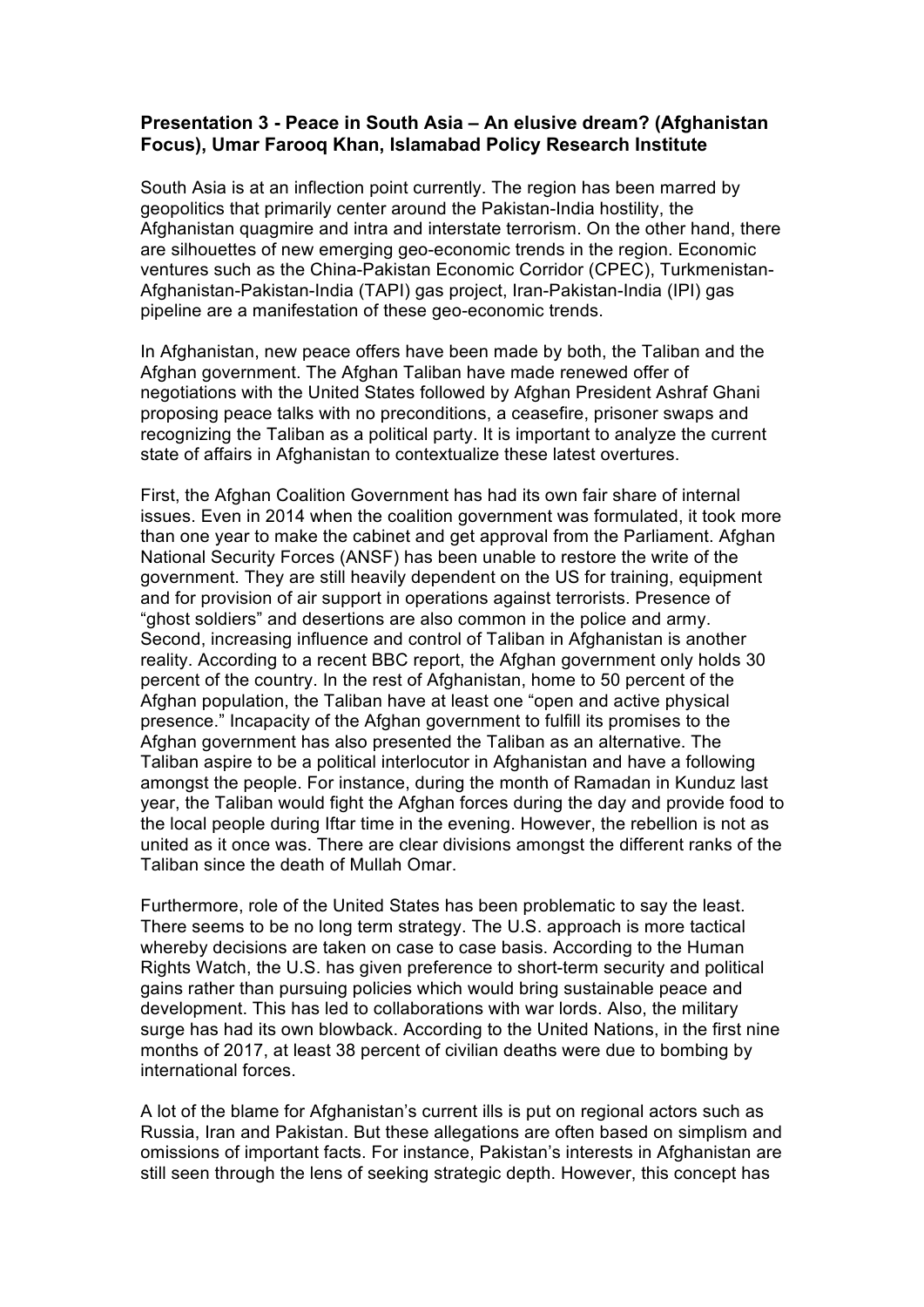**Presentation 3 - Peace in South Asia – An elusive dream? (Afghanistan Focus), Umar Farooq Khan, Islamabad Policy Research Institute**

South Asia is at an inflection point currently. The region has been marred by geopolitics that primarily center around the Pakistan-India hostility, the Afghanistan quagmire and intra and interstate terrorism. On the other hand, there are silhouettes of new emerging geo-economic trends in the region. Economic ventures such as the China-Pakistan Economic Corridor (CPEC), Turkmenistan-Afghanistan-Pakistan-India (TAPI) gas project, Iran-Pakistan-India (IPI) gas pipeline are a manifestation of these geo-economic trends.

In Afghanistan, new peace offers have been made by both, the Taliban and the Afghan government. The Afghan Taliban have made renewed offer of negotiations with the United States followed by Afghan President Ashraf Ghani proposing peace talks with no preconditions, a ceasefire, prisoner swaps and recognizing the Taliban as a political party. It is important to analyze the current state of affairs in Afghanistan to contextualize these latest overtures.

First, the Afghan Coalition Government has had its own fair share of internal issues. Even in 2014 when the coalition government was formulated, it took more than one year to make the cabinet and get approval from the Parliament. Afghan National Security Forces (ANSF) has been unable to restore the write of the government. They are still heavily dependent on the US for training, equipment and for provision of air support in operations against terrorists. Presence of "ghost soldiers" and desertions are also common in the police and army. Second, increasing influence and control of Taliban in Afghanistan is another reality. According to a recent BBC report, the Afghan government only holds 30 percent of the country. In the rest of Afghanistan, home to 50 percent of the Afghan population, the Taliban have at least one "open and active physical presence." Incapacity of the Afghan government to fulfill its promises to the Afghan government has also presented the Taliban as an alternative. The Taliban aspire to be a political interlocutor in Afghanistan and have a following amongst the people. For instance, during the month of Ramadan in Kunduz last year, the Taliban would fight the Afghan forces during the day and provide food to the local people during Iftar time in the evening. However, the rebellion is not as united as it once was. There are clear divisions amongst the different ranks of the Taliban since the death of Mullah Omar.

Furthermore, role of the United States has been problematic to say the least. There seems to be no long term strategy. The U.S. approach is more tactical whereby decisions are taken on case to case basis. According to the Human Rights Watch, the U.S. has given preference to short-term security and political gains rather than pursuing policies which would bring sustainable peace and development. This has led to collaborations with war lords. Also, the military surge has had its own blowback. According to the United Nations, in the first nine months of 2017, at least 38 percent of civilian deaths were due to bombing by international forces.

A lot of the blame for Afghanistan's current ills is put on regional actors such as Russia, Iran and Pakistan. But these allegations are often based on simplism and omissions of important facts. For instance, Pakistan's interests in Afghanistan are still seen through the lens of seeking strategic depth. However, this concept has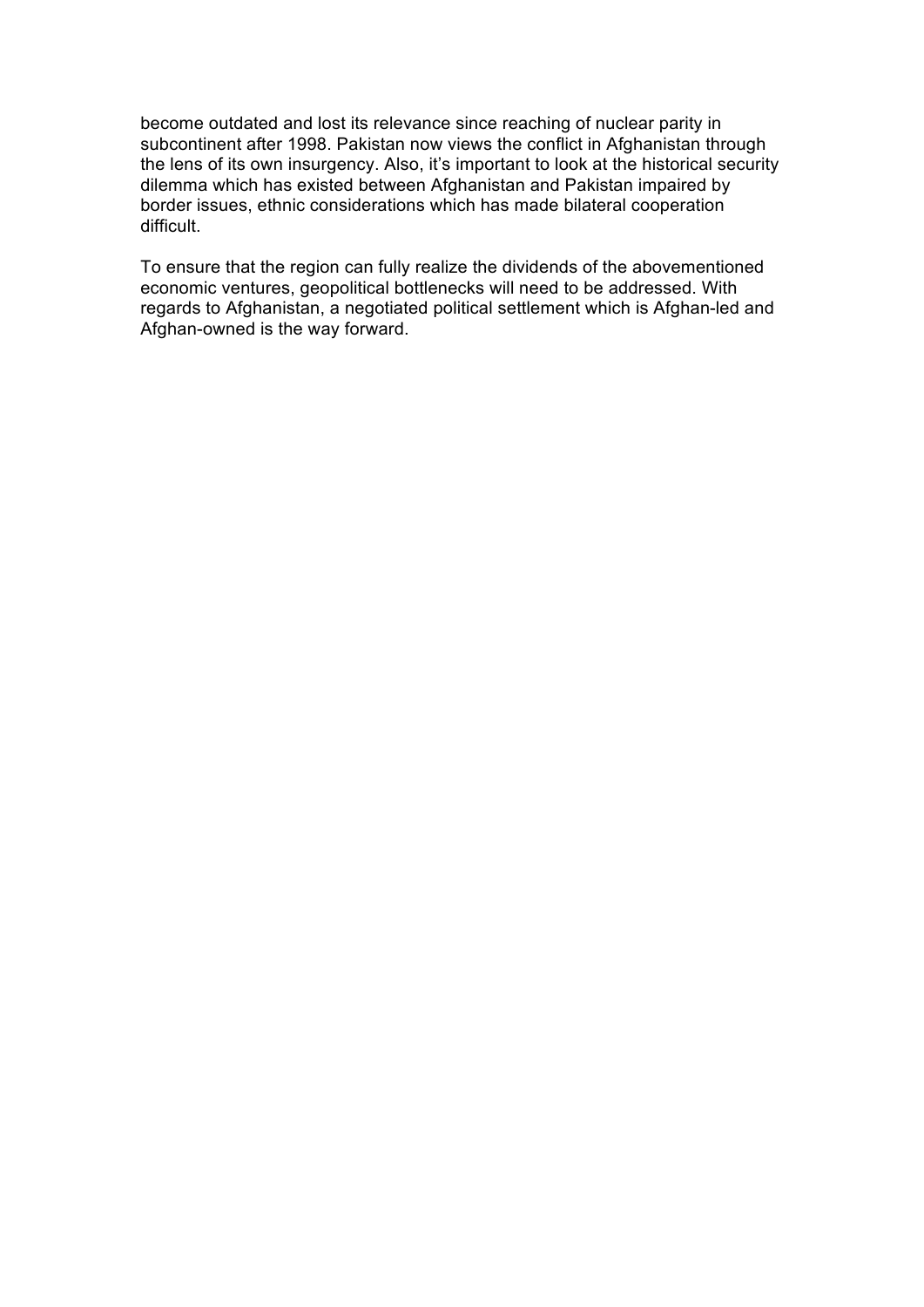become outdated and lost its relevance since reaching of nuclear parity in subcontinent after 1998. Pakistan now views the conflict in Afghanistan through the lens of its own insurgency. Also, it's important to look at the historical security dilemma which has existed between Afghanistan and Pakistan impaired by border issues, ethnic considerations which has made bilateral cooperation difficult.

To ensure that the region can fully realize the dividends of the abovementioned economic ventures, geopolitical bottlenecks will need to be addressed. With regards to Afghanistan, a negotiated political settlement which is Afghan-led and Afghan-owned is the way forward.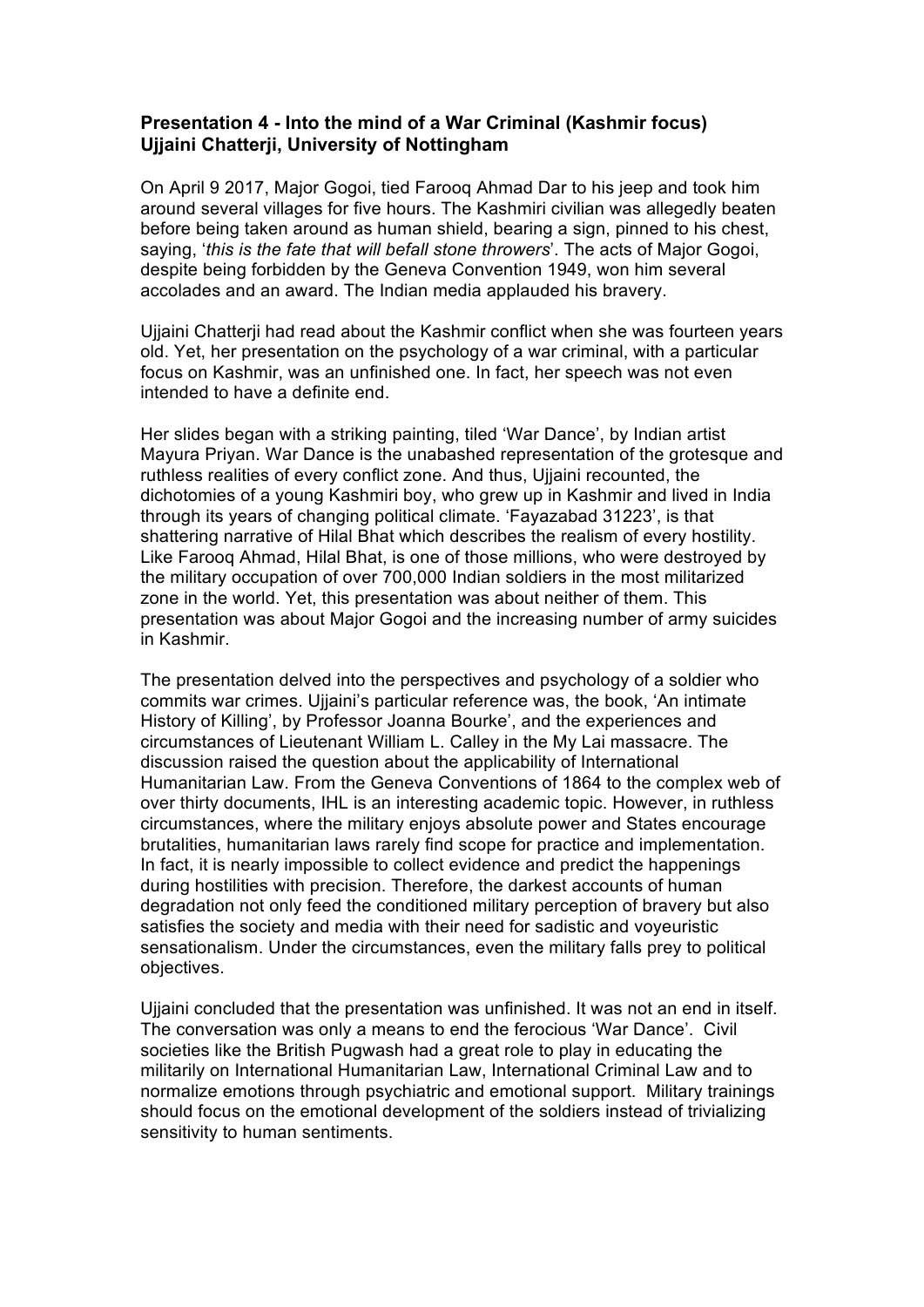**Presentation 4 - Into the mind of a War Criminal (Kashmir focus)**
**Ujjaini Chatterji, University of Nottingham**

On April 9 2017, Major Gogoi, tied Farooq Ahmad Dar to his jeep and took him around several villages for five hours. The Kashmiri civilian was allegedly beaten before being taken around as human shield, bearing a sign, pinned to his chest, saying, '*this is the fate that will befall stone throwers*'. The acts of Major Gogoi, despite being forbidden by the Geneva Convention 1949, won him several accolades and an award. The Indian media applauded his bravery.

Ujjaini Chatterji had read about the Kashmir conflict when she was fourteen years old. Yet, her presentation on the psychology of a war criminal, with a particular focus on Kashmir, was an unfinished one. In fact, her speech was not even intended to have a definite end.

Her slides began with a striking painting, tiled 'War Dance', by Indian artist Mayura Priyan. War Dance is the unabashed representation of the grotesque and ruthless realities of every conflict zone. And thus, Ujjaini recounted, the dichotomies of a young Kashmiri boy, who grew up in Kashmir and lived in India through its years of changing political climate. 'Fayazabad 31223', is that shattering narrative of Hilal Bhat which describes the realism of every hostility. Like Farooq Ahmad, Hilal Bhat, is one of those millions, who were destroyed by the military occupation of over 700,000 Indian soldiers in the most militarized zone in the world. Yet, this presentation was about neither of them. This presentation was about Major Gogoi and the increasing number of army suicides in Kashmir.

The presentation delved into the perspectives and psychology of a soldier who commits war crimes. Ujjaini's particular reference was, the book, 'An intimate History of Killing', by Professor Joanna Bourke', and the experiences and circumstances of Lieutenant William L. Calley in the My Lai massacre. The discussion raised the question about the applicability of International Humanitarian Law. From the Geneva Conventions of 1864 to the complex web of over thirty documents, IHL is an interesting academic topic. However, in ruthless circumstances, where the military enjoys absolute power and States encourage brutalities, humanitarian laws rarely find scope for practice and implementation. In fact, it is nearly impossible to collect evidence and predict the happenings during hostilities with precision. Therefore, the darkest accounts of human degradation not only feed the conditioned military perception of bravery but also satisfies the society and media with their need for sadistic and voyeuristic sensationalism. Under the circumstances, even the military falls prey to political objectives.

Ujjaini concluded that the presentation was unfinished. It was not an end in itself. The conversation was only a means to end the ferocious 'War Dance'. Civil societies like the British Pugwash had a great role to play in educating the militarily on International Humanitarian Law, International Criminal Law and to normalize emotions through psychiatric and emotional support. Military trainings should focus on the emotional development of the soldiers instead of trivializing sensitivity to human sentiments.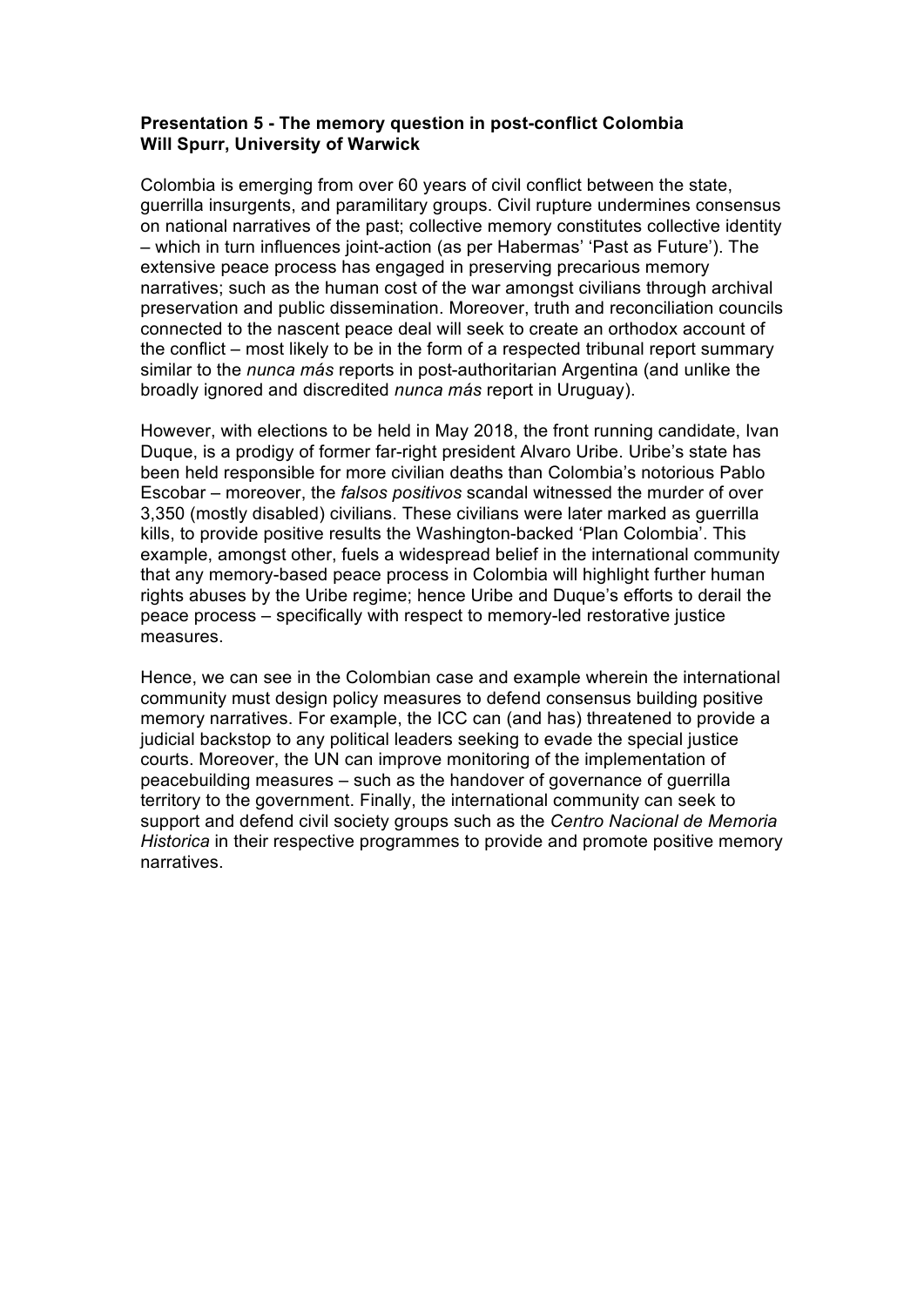**Presentation 5 - The memory question in post-conflict Colombia**
**Will Spurr, University of Warwick**

Colombia is emerging from over 60 years of civil conflict between the state, guerrilla insurgents, and paramilitary groups. Civil rupture undermines consensus on national narratives of the past; collective memory constitutes collective identity – which in turn influences joint-action (as per Habermas' 'Past as Future'). The extensive peace process has engaged in preserving precarious memory narratives; such as the human cost of the war amongst civilians through archival preservation and public dissemination. Moreover, truth and reconciliation councils connected to the nascent peace deal will seek to create an orthodox account of the conflict – most likely to be in the form of a respected tribunal report summary similar to the *nunca más* reports in post-authoritarian Argentina (and unlike the broadly ignored and discredited *nunca más* report in Uruguay).

However, with elections to be held in May 2018, the front running candidate, Ivan Duque, is a prodigy of former far-right president Alvaro Uribe. Uribe's state has been held responsible for more civilian deaths than Colombia's notorious Pablo Escobar – moreover, the *falsos positivos* scandal witnessed the murder of over 3,350 (mostly disabled) civilians. These civilians were later marked as guerrilla kills, to provide positive results the Washington-backed 'Plan Colombia'. This example, amongst other, fuels a widespread belief in the international community that any memory-based peace process in Colombia will highlight further human rights abuses by the Uribe regime; hence Uribe and Duque's efforts to derail the peace process – specifically with respect to memory-led restorative justice measures.

Hence, we can see in the Colombian case and example wherein the international community must design policy measures to defend consensus building positive memory narratives. For example, the ICC can (and has) threatened to provide a judicial backstop to any political leaders seeking to evade the special justice courts. Moreover, the UN can improve monitoring of the implementation of peacebuilding measures – such as the handover of governance of guerrilla territory to the government. Finally, the international community can seek to support and defend civil society groups such as the *Centro Nacional de Memoria Historica* in their respective programmes to provide and promote positive memory narratives.